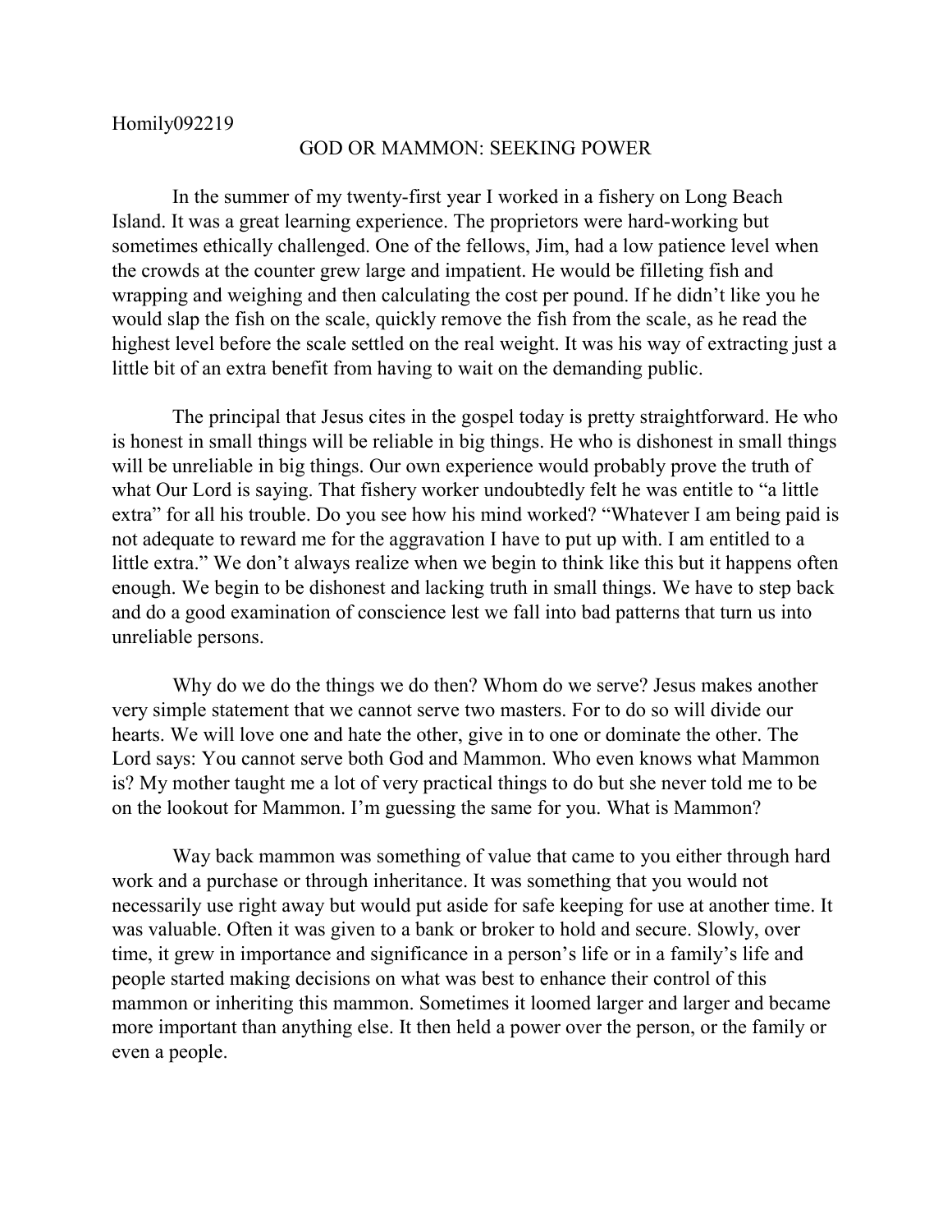Homily092219

# GOD OR MAMMON: SEEKING POWER

In the summer of my twenty-first year I worked in a fishery on Long Beach Island. It was a great learning experience. The proprietors were hard-working but sometimes ethically challenged. One of the fellows, Jim, had a low patience level when the crowds at the counter grew large and impatient. He would be filleting fish and wrapping and weighing and then calculating the cost per pound. If he didn't like you he would slap the fish on the scale, quickly remove the fish from the scale, as he read the highest level before the scale settled on the real weight. It was his way of extracting just a little bit of an extra benefit from having to wait on the demanding public.

The principal that Jesus cites in the gospel today is pretty straightforward. He who is honest in small things will be reliable in big things. He who is dishonest in small things will be unreliable in big things. Our own experience would probably prove the truth of what Our Lord is saying. That fishery worker undoubtedly felt he was entitle to "a little extra" for all his trouble. Do you see how his mind worked? "Whatever I am being paid is not adequate to reward me for the aggravation I have to put up with. I am entitled to a little extra." We don't always realize when we begin to think like this but it happens often enough. We begin to be dishonest and lacking truth in small things. We have to step back and do a good examination of conscience lest we fall into bad patterns that turn us into unreliable persons.

Why do we do the things we do then? Whom do we serve? Jesus makes another very simple statement that we cannot serve two masters. For to do so will divide our hearts. We will love one and hate the other, give in to one or dominate the other. The Lord says: You cannot serve both God and Mammon. Who even knows what Mammon is? My mother taught me a lot of very practical things to do but she never told me to be on the lookout for Mammon. I'm guessing the same for you. What is Mammon?

Way back mammon was something of value that came to you either through hard work and a purchase or through inheritance. It was something that you would not necessarily use right away but would put aside for safe keeping for use at another time. It was valuable. Often it was given to a bank or broker to hold and secure. Slowly, over time, it grew in importance and significance in a person's life or in a family's life and people started making decisions on what was best to enhance their control of this mammon or inheriting this mammon. Sometimes it loomed larger and larger and became more important than anything else. It then held a power over the person, or the family or even a people.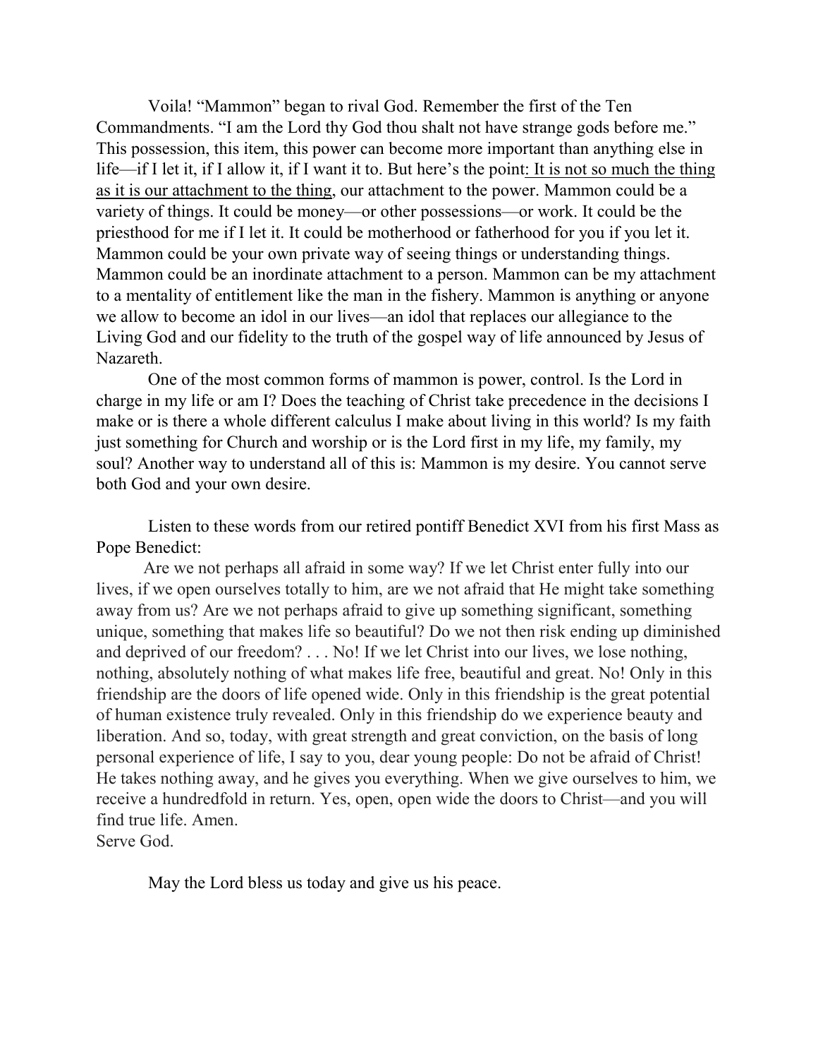Voila! "Mammon" began to rival God. Remember the first of the Ten Commandments. "I am the Lord thy God thou shalt not have strange gods before me." This possession, this item, this power can become more important than anything else in life—if I let it, if I allow it, if I want it to. But here's the point: <u>It is not so much the thing as it is our attachment to the thing</u>, our attachment to the power. Mammon could be a variety of things. It could be money—or other possessions—or work. It could be the priesthood for me if I let it. It could be motherhood or fatherhood for you if you let it. Mammon could be your own private way of seeing things or understanding things. Mammon could be an inordinate attachment to a person. Mammon can be my attachment to a mentality of entitlement like the man in the fishery. Mammon is anything or anyone we allow to become an idol in our lives—an idol that replaces our allegiance to the Living God and our fidelity to the truth of the gospel way of life announced by Jesus of Nazareth.

One of the most common forms of mammon is power, control. Is the Lord in charge in my life or am I? Does the teaching of Christ take precedence in the decisions I make or is there a whole different calculus I make about living in this world? Is my faith just something for Church and worship or is the Lord first in my life, my family, my soul? Another way to understand all of this is: Mammon is my desire. You cannot serve both God and your own desire.

Listen to these words from our retired pontiff Benedict XVI from his first Mass as Pope Benedict:

Are we not perhaps all afraid in some way? If we let Christ enter fully into our lives, if we open ourselves totally to him, are we not afraid that He might take something away from us? Are we not perhaps afraid to give up something significant, something unique, something that makes life so beautiful? Do we not then risk ending up diminished and deprived of our freedom? . . . No! If we let Christ into our lives, we lose nothing, nothing, absolutely nothing of what makes life free, beautiful and great. No! Only in this friendship are the doors of life opened wide. Only in this friendship is the great potential of human existence truly revealed. Only in this friendship do we experience beauty and liberation. And so, today, with great strength and great conviction, on the basis of long personal experience of life, I say to you, dear young people: Do not be afraid of Christ! He takes nothing away, and he gives you everything. When we give ourselves to him, we receive a hundredfold in return. Yes, open, open wide the doors to Christ—and you will find true life. Amen.

Serve God.

May the Lord bless us today and give us his peace.